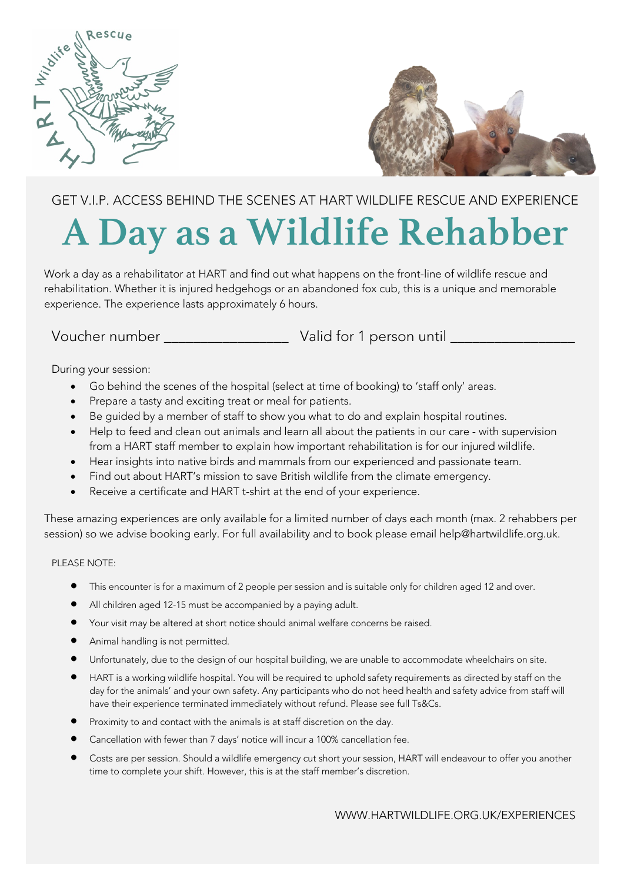GET V.I.P. ACCESS BEHIND THE SCENES AT HART WILDLIFE RESCUE AND EXPERIENCE

# A Day as a Wildlife Rehabber

Work a day as a rehabilitator at HART and find out what happens on the front-line of wildlife rescue and rehabilitation. Whether it is injured hedgehogs or an abandoned fox cub, this is a unique and memorable experience. The experience lasts approximately 6 hours.

Voucher number ________________ Valid for 1 person until ________________

During your session:

- Go behind the scenes of the hospital (select at time of booking) to 'staff only' areas.
- Prepare a tasty and exciting treat or meal for patients.
- Be guided by a member of staff to show you what to do and explain hospital routines.
- Help to feed and clean out animals and learn all about the patients in our care - with supervision from a HART staff member to explain how important rehabilitation is for our injured wildlife.
- Hear insights into native birds and mammals from our experienced and passionate team.
- Find out about HART's mission to save British wildlife from the climate emergency.
- Receive a certificate and HART t-shirt at the end of your experience.

These amazing experiences are only available for a limited number of days each month (max. 2 rehabbers per session) so we advise booking early. For full availability and to book please email help@hartwildlife.org.uk.

PLEASE NOTE:

- This encounter is for a maximum of 2 people per session and is suitable only for children aged 12 and over.
- All children aged 12-15 must be accompanied by a paying adult.
- Your visit may be altered at short notice should animal welfare concerns be raised.
- Animal handling is not permitted.
- Unfortunately, due to the design of our hospital building, we are unable to accommodate wheelchairs on site.
- HART is a working wildlife hospital. You will be required to uphold safety requirements as directed by staff on the day for the animals' and your own safety. Any participants who do not heed health and safety advice from staff will have their experience terminated immediately without refund. Please see full Ts&Cs.
- Proximity to and contact with the animals is at staff discretion on the day.
- Cancellation with fewer than 7 days' notice will incur a 100% cancellation fee.
- Costs are per session. Should a wildlife emergency cut short your session, HART will endeavour to offer you another time to complete your shift. However, this is at the staff member's discretion.

WWW.HARTWILDLIFE.ORG.UK/EXPERIENCES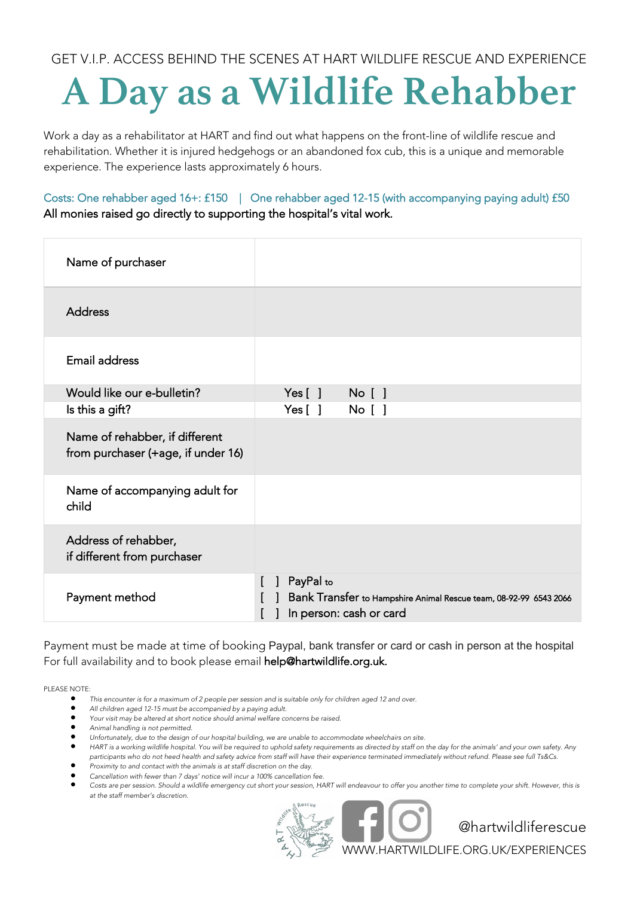GET V.I.P. ACCESS BEHIND THE SCENES AT HART WILDLIFE RESCUE AND EXPERIENCE

# A Day as a Wildlife Rehabber

Work a day as a rehabilitator at HART and find out what happens on the front-line of wildlife rescue and rehabilitation. Whether it is injured hedgehogs or an abandoned fox cub, this is a unique and memorable experience. The experience lasts approximately 6 hours.

Costs: One rehabber aged 16+: £150 | One rehabber aged 12-15 (with accompanying paying adult) £50

All monies raised go directly to supporting the hospital's vital work.

| | |
|---|---|
| Name of purchaser | |
| Address | |
| Email address | |
| Would like our e-bulletin? | Yes [ ] No [ ] |
| Is this a gift? | Yes [ ] No [ ] |
| Name of rehabber, if different from purchaser (+age, if under 16) | |
| Name of accompanying adult for child | |
| Address of rehabber, if different from purchaser | |
| Payment method | [ ] PayPal to<br>[ ] Bank Transfer to Hampshire Animal Rescue team, 08-92-99 6543 2066<br>[ ] In person: cash or card |

Payment must be made at time of booking Paypal, bank transfer or card or cash in person at the hospital
For full availability and to book please email help@hartwildlife.org.uk.

PLEASE NOTE:

- *This encounter is for a maximum of 2 people per session and is suitable only for children aged 12 and over.*
- *All children aged 12-15 must be accompanied by a paying adult.*
- *Your visit may be altered at short notice should animal welfare concerns be raised.*
- *Animal handling is not permitted.*
- *Unfortunately, due to the design of our hospital building, we are unable to accommodate wheelchairs on site.*
- *HART is a working wildlife hospital. You will be required to uphold safety requirements as directed by staff on the day for the animals' and your own safety. Any participants who do not heed health and safety advice from staff will have their experience terminated immediately without refund. Please see full Ts&Cs.*
- *Proximity to and contact with the animals is at staff discretion on the day.*
- *Cancellation with fewer than 7 days' notice will incur a 100% cancellation fee.*
- *Costs are per session. Should a wildlife emergency cut short your session, HART will endeavour to offer you another time to complete your shift. However, this is at the staff member's discretion.*

@hartwildliferescue

WWW.HARTWILDLIFE.ORG.UK/EXPERIENCES